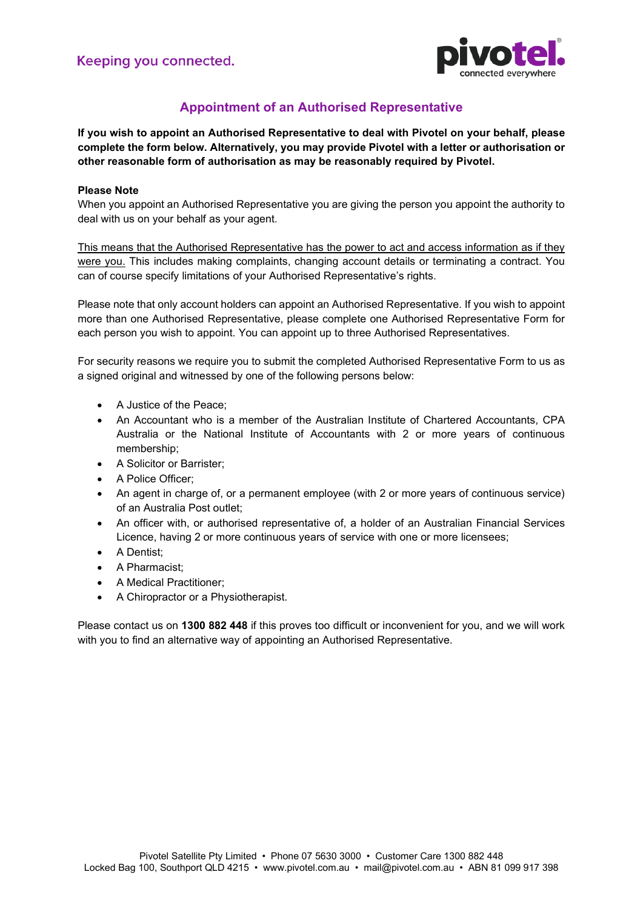Keeping you connected.

# Appointment of an Authorised Representative

**If you wish to appoint an Authorised Representative to deal with Pivotel on your behalf, please complete the form below. Alternatively, you may provide Pivotel with a letter or authorisation or other reasonable form of authorisation as may be reasonably required by Pivotel.**

**Please Note**

When you appoint an Authorised Representative you are giving the person you appoint the authority to deal with us on your behalf as your agent.

<u>This means that the Authorised Representative has the power to act and access information as if they were you.</u> This includes making complaints, changing account details or terminating a contract. You can of course specify limitations of your Authorised Representative's rights.

Please note that only account holders can appoint an Authorised Representative. If you wish to appoint more than one Authorised Representative, please complete one Authorised Representative Form for each person you wish to appoint. You can appoint up to three Authorised Representatives.

For security reasons we require you to submit the completed Authorised Representative Form to us as a signed original and witnessed by one of the following persons below:

- A Justice of the Peace;
- An Accountant who is a member of the Australian Institute of Chartered Accountants, CPA Australia or the National Institute of Accountants with 2 or more years of continuous membership;
- A Solicitor or Barrister;
- A Police Officer;
- An agent in charge of, or a permanent employee (with 2 or more years of continuous service) of an Australia Post outlet;
- An officer with, or authorised representative of, a holder of an Australian Financial Services Licence, having 2 or more continuous years of service with one or more licensees;
- A Dentist;
- A Pharmacist;
- A Medical Practitioner;
- A Chiropractor or a Physiotherapist.

Please contact us on **1300 882 448** if this proves too difficult or inconvenient for you, and we will work with you to find an alternative way of appointing an Authorised Representative.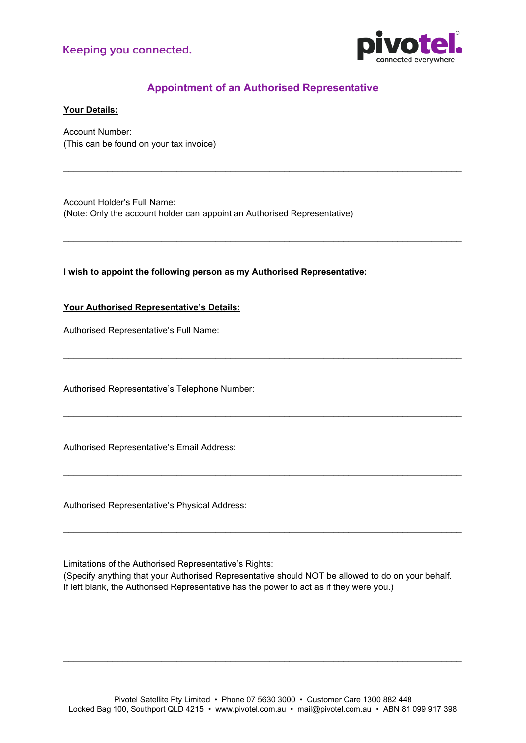Keeping you connected.

## Appointment of an Authorised Representative

**Your Details:**

Account Number:
(This can be found on your tax invoice)

______________________________________________________________________________

Account Holder's Full Name:
(Note: Only the account holder can appoint an Authorised Representative)

______________________________________________________________________________

**I wish to appoint the following person as my Authorised Representative:**

**Your Authorised Representative's Details:**

Authorised Representative's Full Name:

______________________________________________________________________________

Authorised Representative's Telephone Number:

______________________________________________________________________________

Authorised Representative's Email Address:

______________________________________________________________________________

Authorised Representative's Physical Address:

______________________________________________________________________________

Limitations of the Authorised Representative's Rights:
(Specify anything that your Authorised Representative should NOT be allowed to do on your behalf. If left blank, the Authorised Representative has the power to act as if they were you.)

______________________________________________________________________________

Pivotel Satellite Pty Limited • Phone 07 5630 3000 • Customer Care 1300 882 448
Locked Bag 100, Southport QLD 4215 • www.pivotel.com.au • mail@pivotel.com.au • ABN 81 099 917 398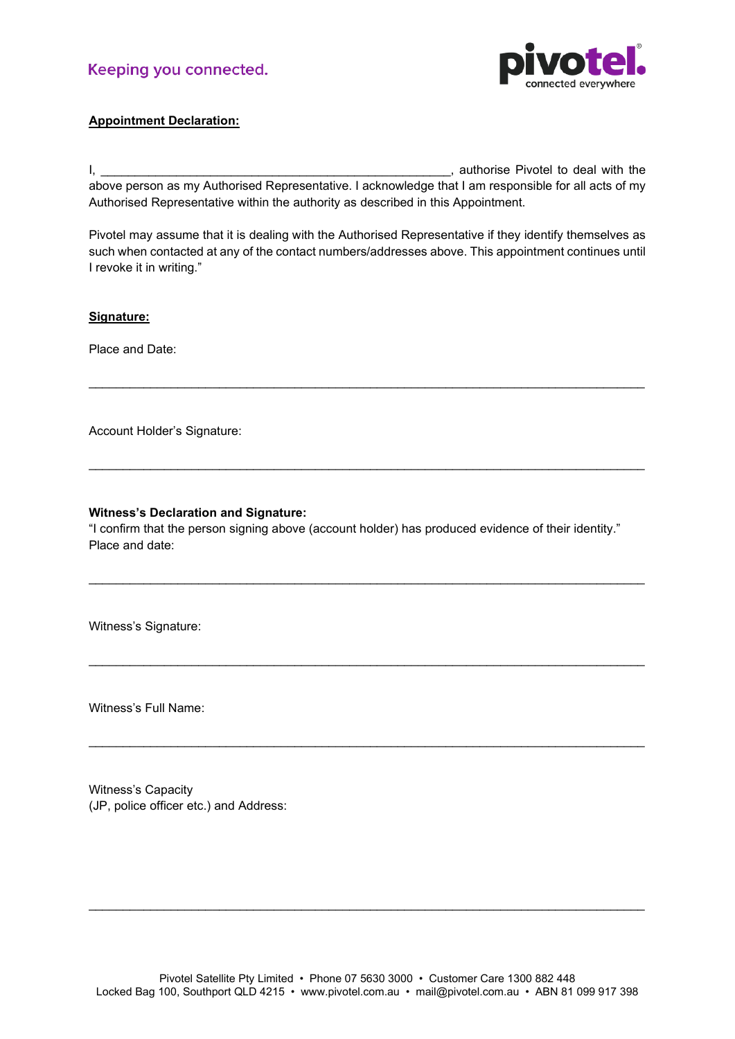**Appointment Declaration:**

I, ____________________________________________________, authorise Pivotel to deal with the above person as my Authorised Representative. I acknowledge that I am responsible for all acts of my Authorised Representative within the authority as described in this Appointment.

Pivotel may assume that it is dealing with the Authorised Representative if they identify themselves as such when contacted at any of the contact numbers/addresses above. This appointment continues until I revoke it in writing."

**Signature:**

Place and Date:

_______________________________________________________________________________

Account Holder's Signature:

_______________________________________________________________________________

**Witness's Declaration and Signature:**

"I confirm that the person signing above (account holder) has produced evidence of their identity."

Place and date:

_______________________________________________________________________________

Witness's Signature:

_______________________________________________________________________________

Witness's Full Name:

_______________________________________________________________________________

Witness's Capacity
(JP, police officer etc.) and Address:

_______________________________________________________________________________

Pivotel Satellite Pty Limited • Phone 07 5630 3000 • Customer Care 1300 882 448
Locked Bag 100, Southport QLD 4215 • www.pivotel.com.au • mail@pivotel.com.au • ABN 81 099 917 398